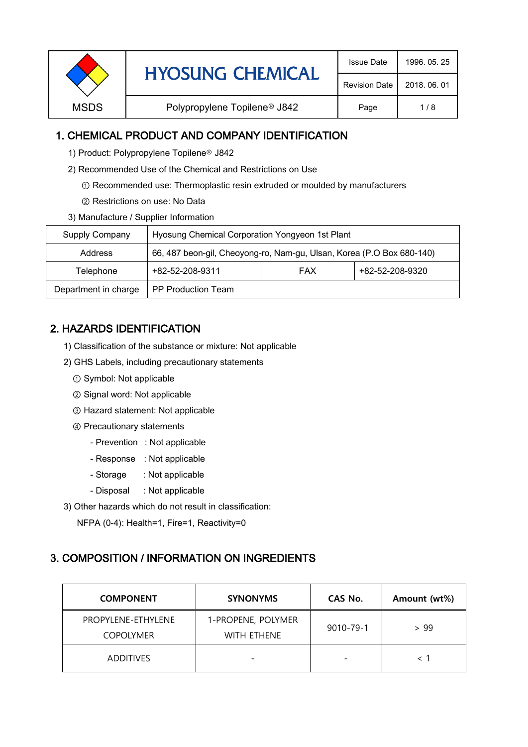| MSDS | HYOSUNG CHEMICAL | Issue Date | 1996. 05. 25 |
|---|---|---|---|
| | | Revision Date | 2018. 06. 01 |
| | Polypropylene Topilene® J842 | | |

## 1. CHEMICAL PRODUCT AND COMPANY IDENTIFICATION

1) Product: Polypropylene Topilene® J842

2) Recommended Use of the Chemical and Restrictions on Use

① Recommended use: Thermoplastic resin extruded or moulded by manufacturers

② Restrictions on use: No Data

3) Manufacture / Supplier Information

| Supply Company | Hyosung Chemical Corporation Yongyeon 1st Plant | | |
|---|---|---|---|
| Address | 66, 487 beon-gil, Cheoyong-ro, Nam-gu, Ulsan, Korea (P.O Box 680-140) | | |
| Telephone | +82-52-208-9311 | FAX | +82-52-208-9320 |
| Department in charge | PP Production Team | | |

## 2. HAZARDS IDENTIFICATION

1) Classification of the substance or mixture: Not applicable

2) GHS Labels, including precautionary statements

① Symbol: Not applicable

② Signal word: Not applicable

③ Hazard statement: Not applicable

④ Precautionary statements

- Prevention : Not applicable
- Response : Not applicable
- Storage : Not applicable
- Disposal : Not applicable

3) Other hazards which do not result in classification:

NFPA (0-4): Health=1, Fire=1, Reactivity=0

## 3. COMPOSITION / INFORMATION ON INGREDIENTS

| COMPONENT | SYNONYMS | CAS No. | Amount (wt%) |
|---|---|---|---|
| PROPYLENE-ETHYLENE COPOLYMER | 1-PROPENE, POLYMER WITH ETHENE | 9010-79-1 | > 99 |
| ADDITIVES | - | - | < 1 |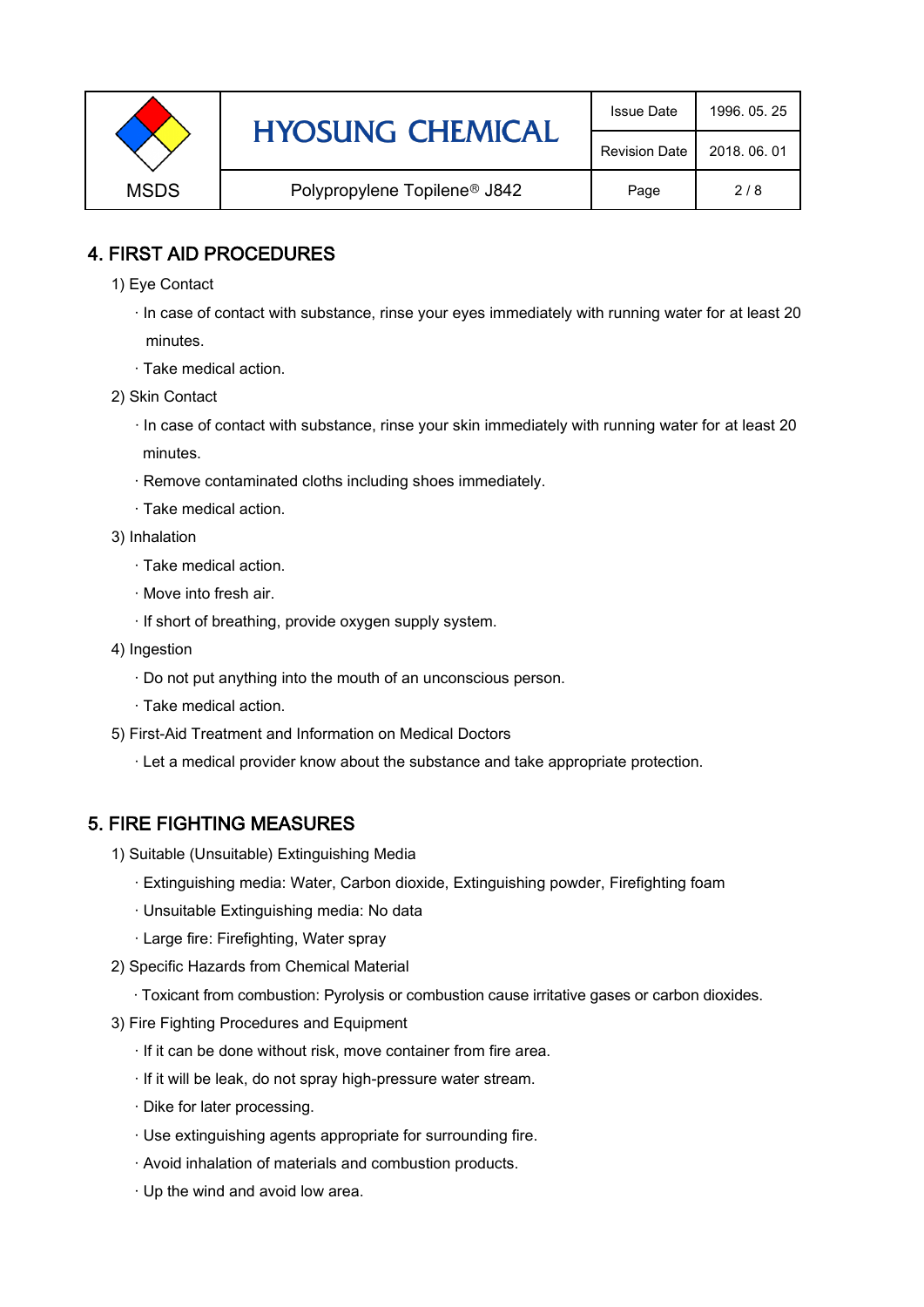## 4. FIRST AID PROCEDURES

1) Eye Contact

- In case of contact with substance, rinse your eyes immediately with running water for at least 20 minutes.
- Take medical action.

2) Skin Contact

- In case of contact with substance, rinse your skin immediately with running water for at least 20 minutes.
- Remove contaminated cloths including shoes immediately.
- Take medical action.

3) Inhalation

- Take medical action.
- Move into fresh air.
- If short of breathing, provide oxygen supply system.

4) Ingestion

- Do not put anything into the mouth of an unconscious person.
- Take medical action.

5) First-Aid Treatment and Information on Medical Doctors

- Let a medical provider know about the substance and take appropriate protection.

## 5. FIRE FIGHTING MEASURES

1) Suitable (Unsuitable) Extinguishing Media

- Extinguishing media: Water, Carbon dioxide, Extinguishing powder, Firefighting foam
- Unsuitable Extinguishing media: No data
- Large fire: Firefighting, Water spray

2) Specific Hazards from Chemical Material

- Toxicant from combustion: Pyrolysis or combustion cause irritative gases or carbon dioxides.

3) Fire Fighting Procedures and Equipment

- If it can be done without risk, move container from fire area.
- If it will be leak, do not spray high-pressure water stream.
- Dike for later processing.
- Use extinguishing agents appropriate for surrounding fire.
- Avoid inhalation of materials and combustion products.
- Up the wind and avoid low area.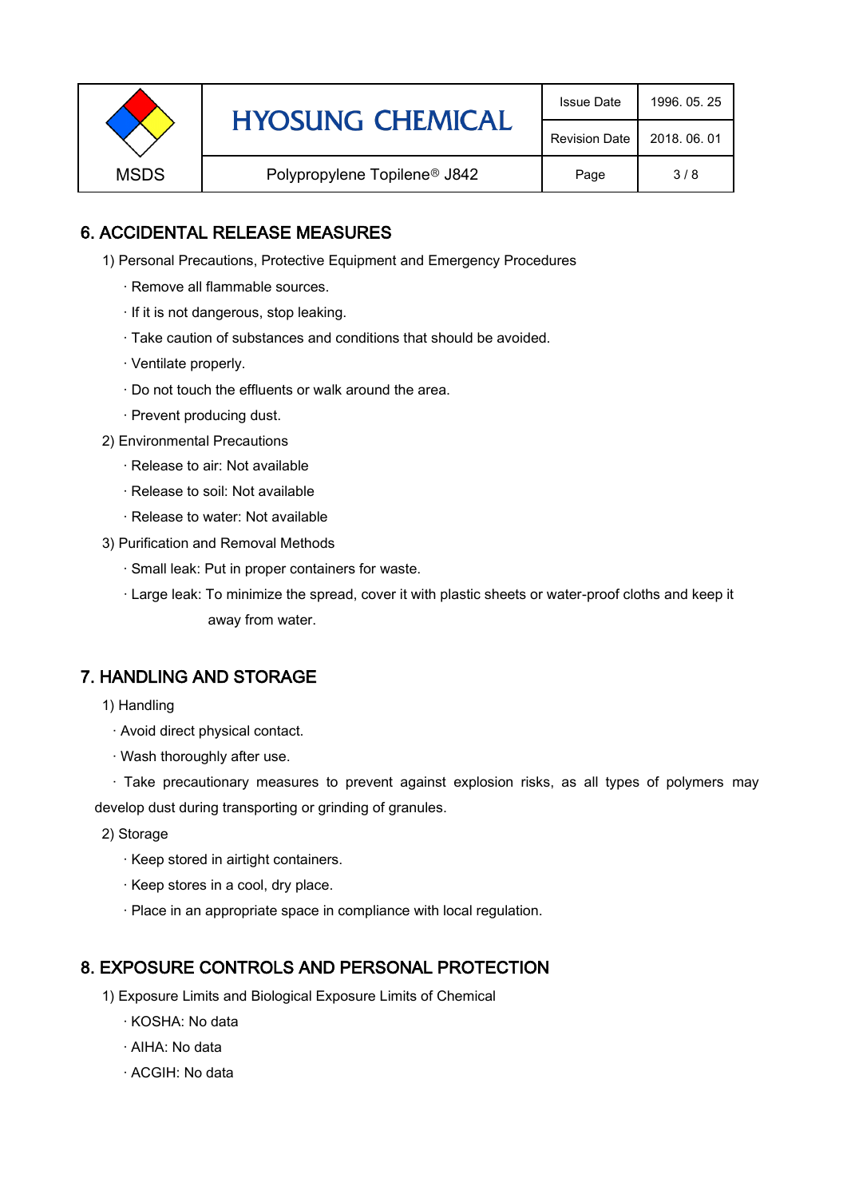## 6. ACCIDENTAL RELEASE MEASURES

1) Personal Precautions, Protective Equipment and Emergency Procedures

- · Remove all flammable sources.
- · If it is not dangerous, stop leaking.
- · Take caution of substances and conditions that should be avoided.
- · Ventilate properly.
- · Do not touch the effluents or walk around the area.
- · Prevent producing dust.

2) Environmental Precautions

- · Release to air: Not available
- · Release to soil: Not available
- · Release to water: Not available

3) Purification and Removal Methods

- · Small leak: Put in proper containers for waste.
- · Large leak: To minimize the spread, cover it with plastic sheets or water-proof cloths and keep it away from water.

## 7. HANDLING AND STORAGE

1) Handling

- · Avoid direct physical contact.
- · Wash thoroughly after use.
- · Take precautionary measures to prevent against explosion risks, as all types of polymers may develop dust during transporting or grinding of granules.

2) Storage

- · Keep stored in airtight containers.
- · Keep stores in a cool, dry place.
- · Place in an appropriate space in compliance with local regulation.

## 8. EXPOSURE CONTROLS AND PERSONAL PROTECTION

1) Exposure Limits and Biological Exposure Limits of Chemical

- · KOSHA: No data
- · AIHA: No data
- · ACGIH: No data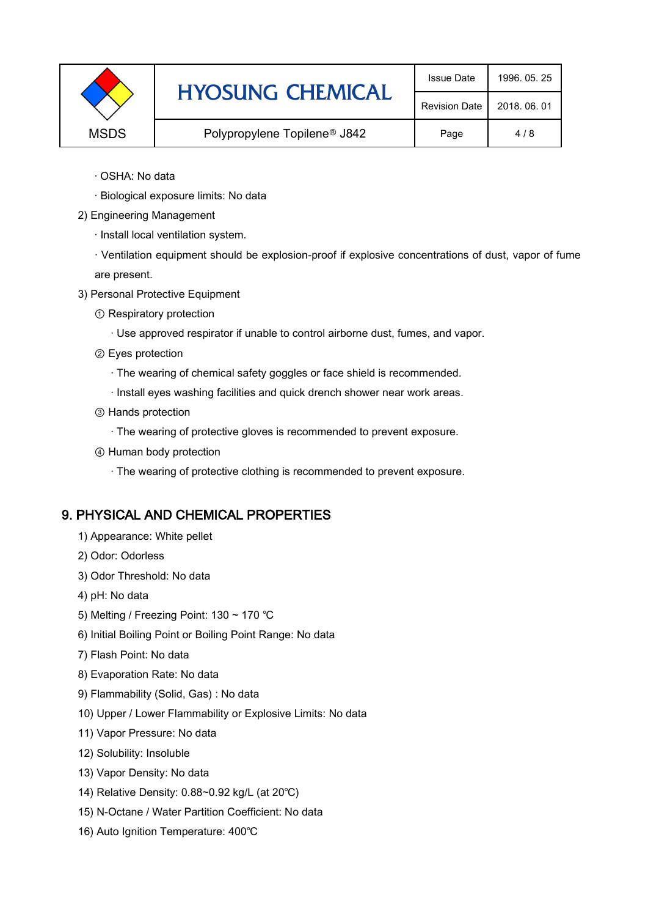· OSHA: No data

· Biological exposure limits: No data

2) Engineering Management

· Install local ventilation system.

· Ventilation equipment should be explosion-proof if explosive concentrations of dust, vapor of fume are present.

3) Personal Protective Equipment

① Respiratory protection

· Use approved respirator if unable to control airborne dust, fumes, and vapor.

② Eyes protection

· The wearing of chemical safety goggles or face shield is recommended.

· Install eyes washing facilities and quick drench shower near work areas.

③ Hands protection

· The wearing of protective gloves is recommended to prevent exposure.

④ Human body protection

· The wearing of protective clothing is recommended to prevent exposure.

## 9. PHYSICAL AND CHEMICAL PROPERTIES

1) Appearance: White pellet

2) Odor: Odorless

3) Odor Threshold: No data

4) pH: No data

5) Melting / Freezing Point: 130 ~ 170 ℃

6) Initial Boiling Point or Boiling Point Range: No data

7) Flash Point: No data

8) Evaporation Rate: No data

9) Flammability (Solid, Gas) : No data

10) Upper / Lower Flammability or Explosive Limits: No data

11) Vapor Pressure: No data

12) Solubility: Insoluble

13) Vapor Density: No data

14) Relative Density: 0.88~0.92 kg/L (at 20℃)

15) N-Octane / Water Partition Coefficient: No data

16) Auto Ignition Temperature: 400℃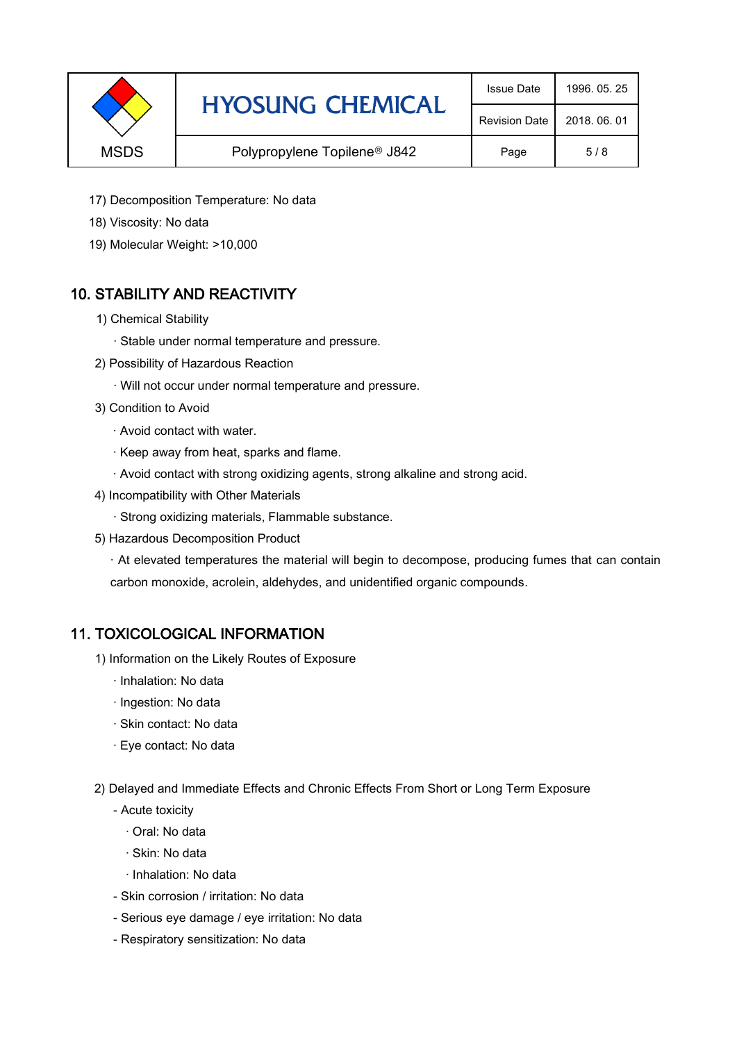17) Decomposition Temperature: No data

18) Viscosity: No data

19) Molecular Weight: >10,000

## 10. STABILITY AND REACTIVITY

1) Chemical Stability

· Stable under normal temperature and pressure.

2) Possibility of Hazardous Reaction

· Will not occur under normal temperature and pressure.

3) Condition to Avoid

· Avoid contact with water.

· Keep away from heat, sparks and flame.

· Avoid contact with strong oxidizing agents, strong alkaline and strong acid.

4) Incompatibility with Other Materials

· Strong oxidizing materials, Flammable substance.

5) Hazardous Decomposition Product

· At elevated temperatures the material will begin to decompose, producing fumes that can contain carbon monoxide, acrolein, aldehydes, and unidentified organic compounds.

## 11. TOXICOLOGICAL INFORMATION

1) Information on the Likely Routes of Exposure

· Inhalation: No data

· Ingestion: No data

· Skin contact: No data

· Eye contact: No data

2) Delayed and Immediate Effects and Chronic Effects From Short or Long Term Exposure

- Acute toxicity
  - · Oral: No data
  - · Skin: No data
  - · Inhalation: No data
- Skin corrosion / irritation: No data
- Serious eye damage / eye irritation: No data
- Respiratory sensitization: No data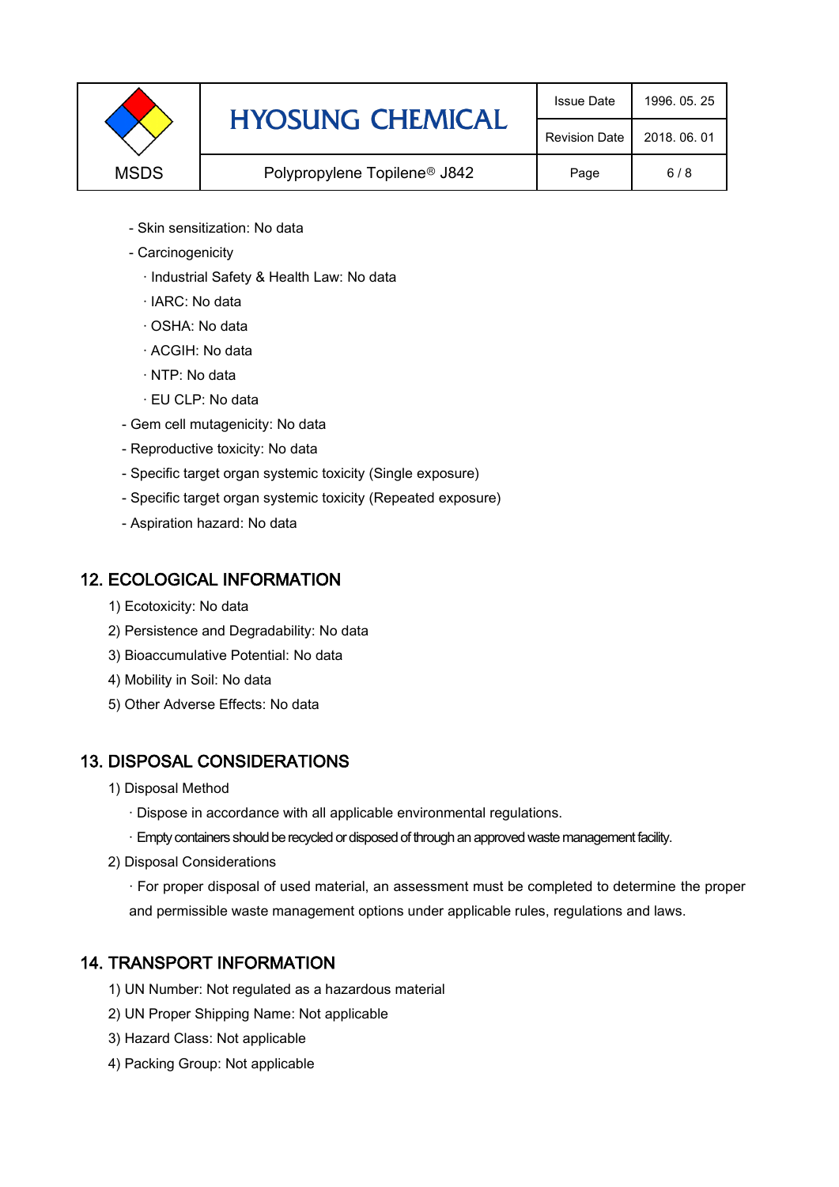- Skin sensitization: No data
- Carcinogenicity
  · Industrial Safety & Health Law: No data
  · IARC: No data
  · OSHA: No data
  · ACGIH: No data
  · NTP: No data
  · EU CLP: No data
- Gem cell mutagenicity: No data
- Reproductive toxicity: No data
- Specific target organ systemic toxicity (Single exposure)
- Specific target organ systemic toxicity (Repeated exposure)
- Aspiration hazard: No data

## 12. ECOLOGICAL INFORMATION

1) Ecotoxicity: No data
2) Persistence and Degradability: No data
3) Bioaccumulative Potential: No data
4) Mobility in Soil: No data
5) Other Adverse Effects: No data

## 13. DISPOSAL CONSIDERATIONS

1) Disposal Method
   · Dispose in accordance with all applicable environmental regulations.
   · Empty containers should be recycled or disposed of through an approved waste management facility.
2) Disposal Considerations
   · For proper disposal of used material, an assessment must be completed to determine the proper and permissible waste management options under applicable rules, regulations and laws.

## 14. TRANSPORT INFORMATION

1) UN Number: Not regulated as a hazardous material
2) UN Proper Shipping Name: Not applicable
3) Hazard Class: Not applicable
4) Packing Group: Not applicable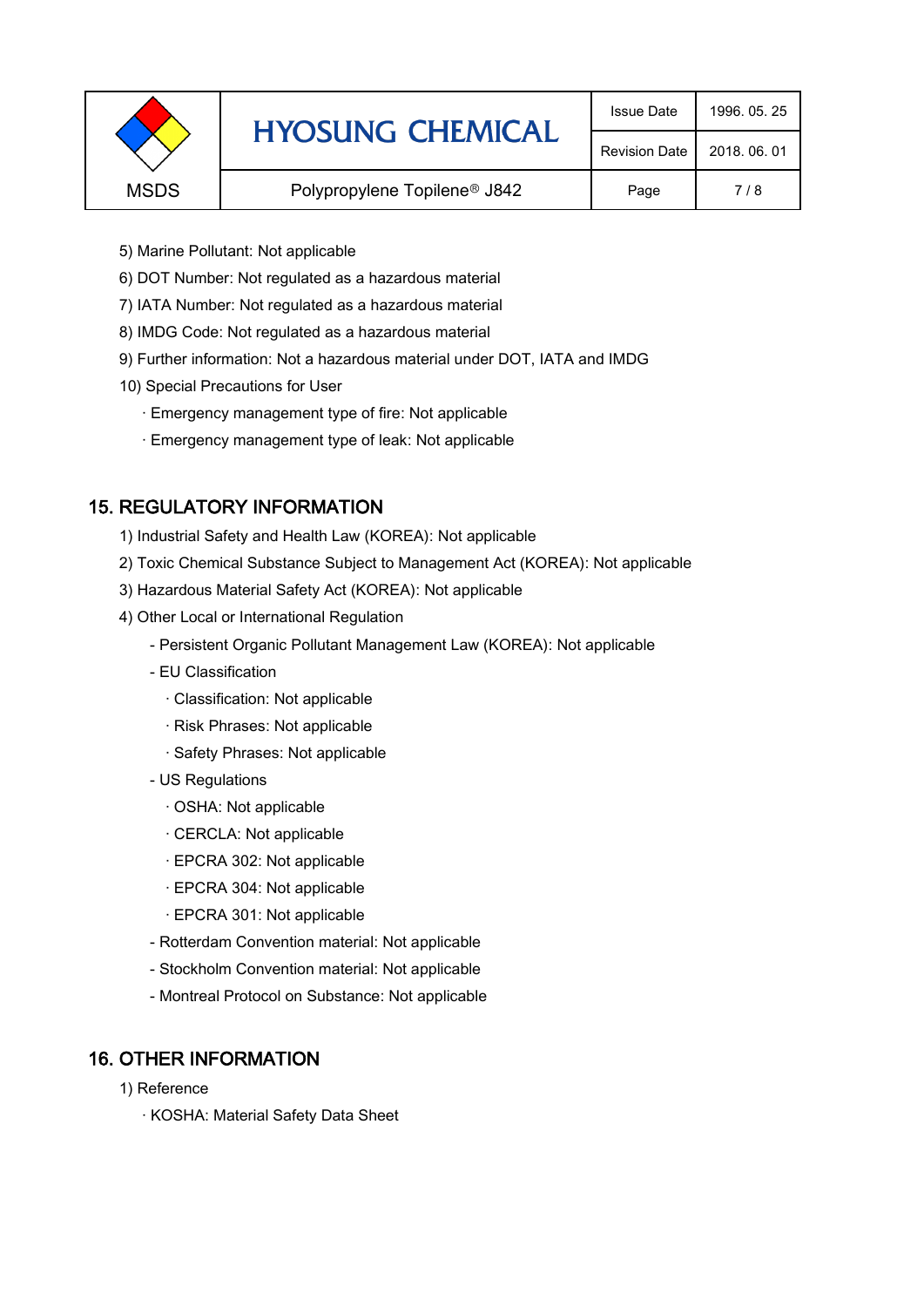5) Marine Pollutant: Not applicable

6) DOT Number: Not regulated as a hazardous material

7) IATA Number: Not regulated as a hazardous material

8) IMDG Code: Not regulated as a hazardous material

9) Further information: Not a hazardous material under DOT, IATA and IMDG

10) Special Precautions for User

- · Emergency management type of fire: Not applicable
- · Emergency management type of leak: Not applicable

## 15. REGULATORY INFORMATION

1) Industrial Safety and Health Law (KOREA): Not applicable

2) Toxic Chemical Substance Subject to Management Act (KOREA): Not applicable

3) Hazardous Material Safety Act (KOREA): Not applicable

4) Other Local or International Regulation

- Persistent Organic Pollutant Management Law (KOREA): Not applicable
- EU Classification
  - · Classification: Not applicable
  - · Risk Phrases: Not applicable
  - · Safety Phrases: Not applicable
- US Regulations
  - · OSHA: Not applicable
  - · CERCLA: Not applicable
  - · EPCRA 302: Not applicable
  - · EPCRA 304: Not applicable
  - · EPCRA 301: Not applicable
- Rotterdam Convention material: Not applicable
- Stockholm Convention material: Not applicable
- Montreal Protocol on Substance: Not applicable

## 16. OTHER INFORMATION

1) Reference

- · KOSHA: Material Safety Data Sheet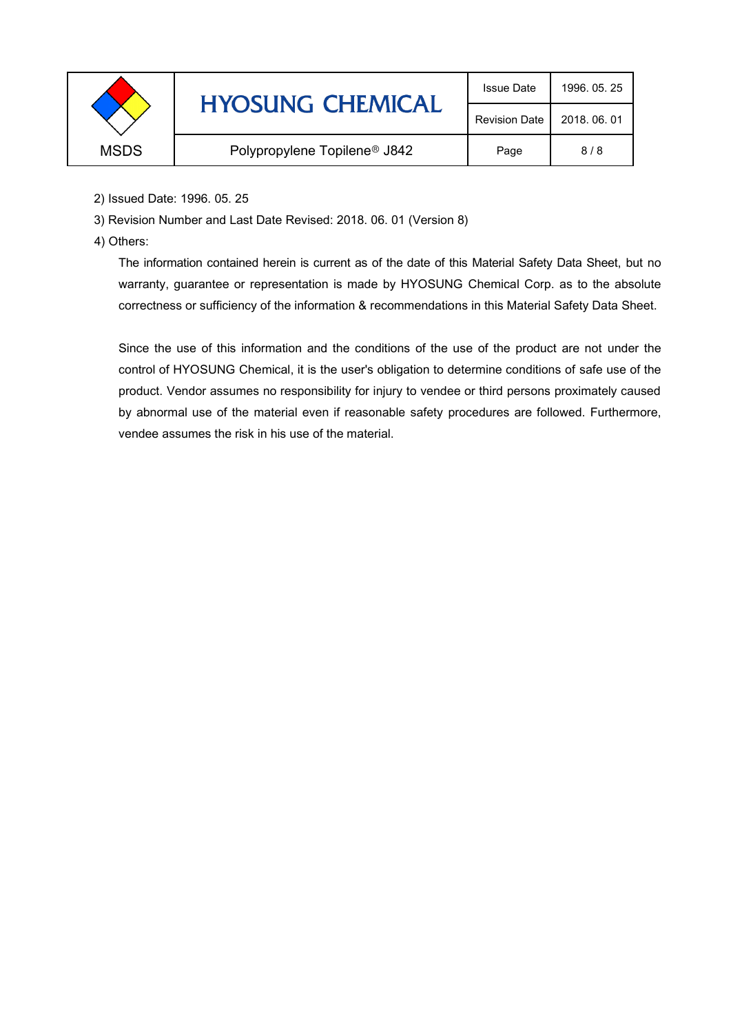2) Issued Date: 1996. 05. 25

3) Revision Number and Last Date Revised: 2018. 06. 01 (Version 8)

4) Others:

The information contained herein is current as of the date of this Material Safety Data Sheet, but no warranty, guarantee or representation is made by HYOSUNG Chemical Corp. as to the absolute correctness or sufficiency of the information & recommendations in this Material Safety Data Sheet.

Since the use of this information and the conditions of the use of the product are not under the control of HYOSUNG Chemical, it is the user's obligation to determine conditions of safe use of the product. Vendor assumes no responsibility for injury to vendee or third persons proximately caused by abnormal use of the material even if reasonable safety procedures are followed. Furthermore, vendee assumes the risk in his use of the material.